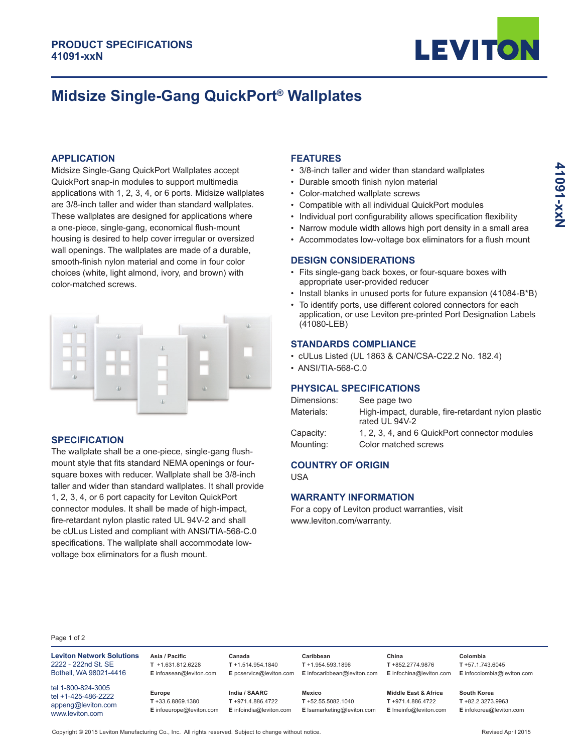**PRODUCT SPECIFICATIONS**
**41091-xxN**

# Midsize Single-Gang QuickPort® Wallplates

## APPLICATION

Midsize Single-Gang QuickPort Wallplates accept QuickPort snap-in modules to support multimedia applications with 1, 2, 3, 4, or 6 ports. Midsize wallplates are 3/8-inch taller and wider than standard wallplates. These wallplates are designed for applications where a one-piece, single-gang, economical flush-mount housing is desired to help cover irregular or oversized wall openings. The wallplates are made of a durable, smooth-finish nylon material and come in four color choices (white, light almond, ivory, and brown) with color-matched screws.

## SPECIFICATION

The wallplate shall be a one-piece, single-gang flush-mount style that fits standard NEMA openings or four-square boxes with reducer. Wallplate shall be 3/8-inch taller and wider than standard wallplates. It shall provide 1, 2, 3, 4, or 6 port capacity for Leviton QuickPort connector modules. It shall be made of high-impact, fire-retardant nylon plastic rated UL 94V-2 and shall be cULus Listed and compliant with ANSI/TIA-568-C.0 specifications. The wallplate shall accommodate low-voltage box eliminators for a flush mount.

## FEATURES

- 3/8-inch taller and wider than standard wallplates
- Durable smooth finish nylon material
- Color-matched wallplate screws
- Compatible with all individual QuickPort modules
- Individual port configurability allows specification flexibility
- Narrow module width allows high port density in a small area
- Accommodates low-voltage box eliminators for a flush mount

## DESIGN CONSIDERATIONS

- Fits single-gang back boxes, or four-square boxes with appropriate user-provided reducer
- Install blanks in unused ports for future expansion (41084-B*B)
- To identify ports, use different colored connectors for each application, or use Leviton pre-printed Port Designation Labels (41080-LEB)

## STANDARDS COMPLIANCE

- cULus Listed (UL 1863 & CAN/CSA-C22.2 No. 182.4)
- ANSI/TIA-568-C.0

## PHYSICAL SPECIFICATIONS

| | |
|---|---|
| Dimensions: | See page two |
| Materials: | High-impact, durable, fire-retardant nylon plastic rated UL 94V-2 |
| Capacity: | 1, 2, 3, 4, and 6 QuickPort connector modules |
| Mounting: | Color matched screws |

## COUNTRY OF ORIGIN

USA

## WARRANTY INFORMATION

For a copy of Leviton product warranties, visit www.leviton.com/warranty.

---

**Leviton Network Solutions**
2222 - 222nd St. SE
Bothell, WA 98021-4416

tel 1-800-824-3005
tel +1-425-486-2222
appeng@leviton.com
www.leviton.com

| Region | Phone | Email |
|---|---|---|
| Asia / Pacific | T +1.631.812.6228 | E infoasean@leviton.com |
| Canada | T +1.514.954.1840 | E pcservice@leviton.com |
| Caribbean | T +1.954.593.1896 | E infocaribbean@leviton.com |
| China | T +852.2774.9876 | E infochina@leviton.com |
| Colombia | T +57.1.743.6045 | E infocolombia@leviton.com |
| Europe | T +33.6.8869.1380 | E infoeurope@leviton.com |
| India / SAARC | T +971.4.886.4722 | E infoindia@leviton.com |
| Mexico | T +52.55.5082.1040 | E lsamarketing@leviton.com |
| Middle East & Africa | T +971.4.886.4722 | E lmeinfo@leviton.com |
| South Korea | T +82.2.3273.9963 | E infokorea@leviton.com |

Copyright © 2015 Leviton Manufacturing Co., Inc. All rights reserved. Subject to change without notice.

Revised April 2015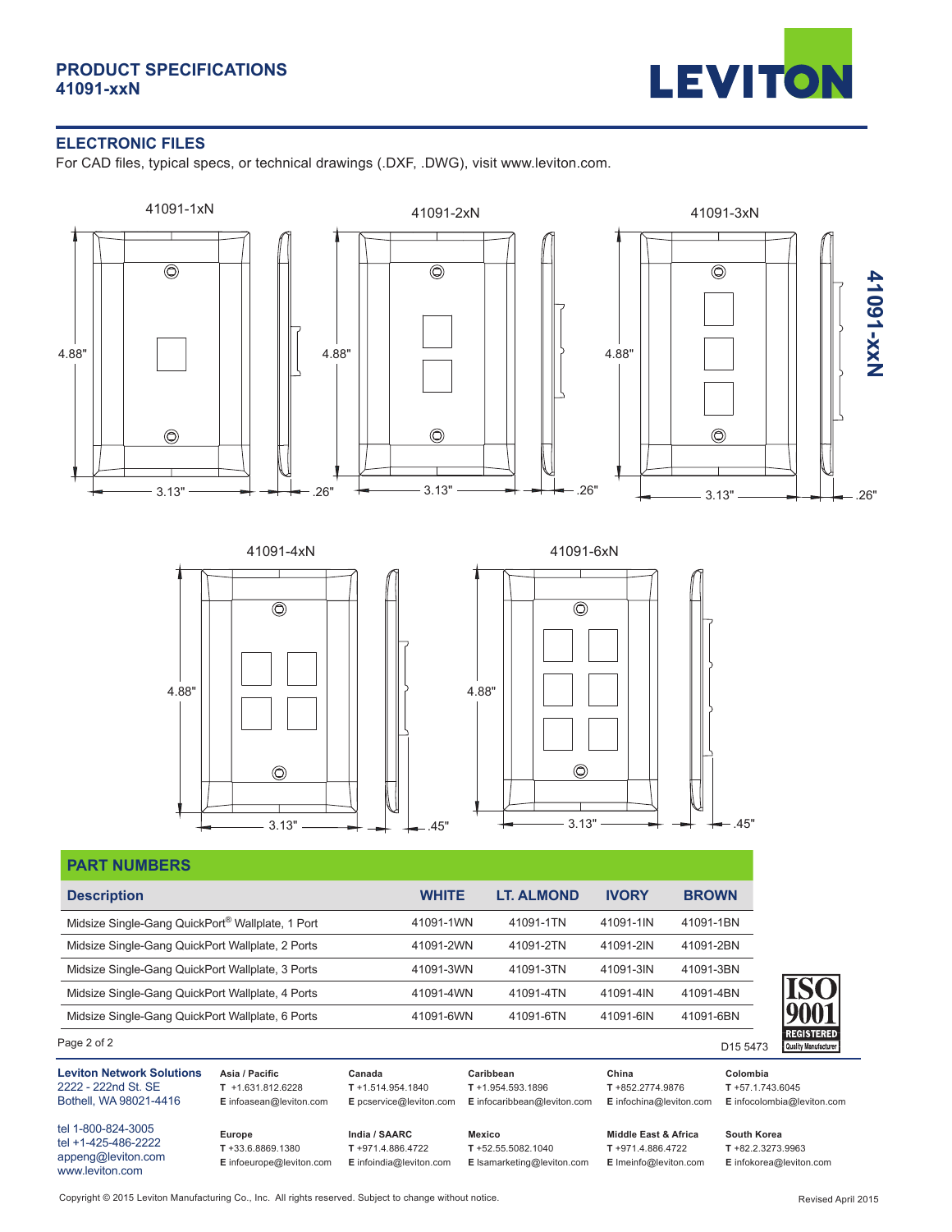## ELECTRONIC FILES

For CAD files, typical specs, or technical drawings (.DXF, .DWG), visit www.leviton.com.

41091-1xN

4.88"

3.13"

.26"

41091-2xN

4.88"

3.13"

.26"

41091-3xN

4.88"

3.13"

.26"

41091-xxN

41091-4xN

4.88"

3.13"

.45"

41091-6xN

4.88"

3.13"

.45"

## PART NUMBERS

| Description | WHITE | LT. ALMOND | IVORY | BROWN |
|---|---|---|---|---|
| Midsize Single-Gang QuickPort® Wallplate, 1 Port | 41091-1WN | 41091-1TN | 41091-1IN | 41091-1BN |
| Midsize Single-Gang QuickPort Wallplate, 2 Ports | 41091-2WN | 41091-2TN | 41091-2IN | 41091-2BN |
| Midsize Single-Gang QuickPort Wallplate, 3 Ports | 41091-3WN | 41091-3TN | 41091-3IN | 41091-3BN |
| Midsize Single-Gang QuickPort Wallplate, 4 Ports | 41091-4WN | 41091-4TN | 41091-4IN | 41091-4BN |
| Midsize Single-Gang QuickPort Wallplate, 6 Ports | 41091-6WN | 41091-6TN | 41091-6IN | 41091-6BN |

D15 5473

ISO 9001 REGISTERED Quality Manufacturer

**Leviton Network Solutions**
2222 - 222nd St. SE
Bothell, WA 98021-4416

tel 1-800-824-3005
tel +1-425-486-2222
appeng@leviton.com
www.leviton.com

**Asia / Pacific**
**T** +1.631.812.6228
**E** infoasean@leviton.com

**Canada**
**T** +1.514.954.1840
**E** pcservice@leviton.com

**Caribbean**
**T** +1.954.593.1896
**E** infocaribbean@leviton.com

**China**
**T** +852.2774.9876
**E** infochina@leviton.com

**Colombia**
**T** +57.1.743.6045
**E** infocolombia@leviton.com

**Europe**
**T** +33.6.8869.1380
**E** infoeurope@leviton.com

**India / SAARC**
**T** +971.4.886.4722
**E** infoindia@leviton.com

**Mexico**
**T** +52.55.5082.1040
**E** lsamarketing@leviton.com

**Middle East & Africa**
**T** +971.4.886.4722
**E** lmeinfo@leviton.com

**South Korea**
**T** +82.2.3273.9963
**E** infokorea@leviton.com

Copyright © 2015 Leviton Manufacturing Co., Inc. All rights reserved. Subject to change without notice.

Revised April 2015